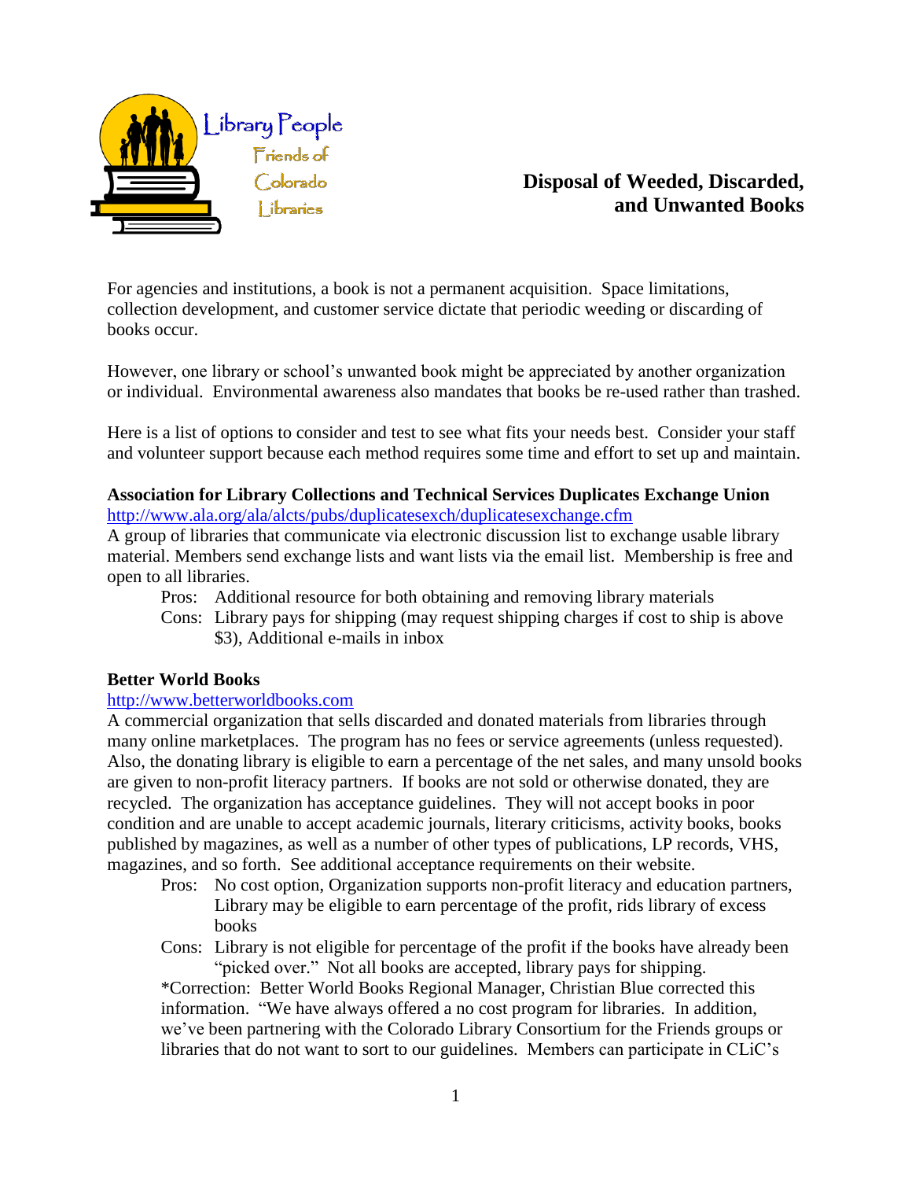Library People
Friends of Colorado Libraries

# Disposal of Weeded, Discarded, and Unwanted Books

For agencies and institutions, a book is not a permanent acquisition. Space limitations, collection development, and customer service dictate that periodic weeding or discarding of books occur.

However, one library or school's unwanted book might be appreciated by another organization or individual. Environmental awareness also mandates that books be re-used rather than trashed.

Here is a list of options to consider and test to see what fits your needs best. Consider your staff and volunteer support because each method requires some time and effort to set up and maintain.

**Association for Library Collections and Technical Services Duplicates Exchange Union**
http://www.ala.org/ala/alcts/pubs/duplicatesexch/duplicatesexchange.cfm
A group of libraries that communicate via electronic discussion list to exchange usable library material. Members send exchange lists and want lists via the email list. Membership is free and open to all libraries.

Pros: Additional resource for both obtaining and removing library materials

Cons: Library pays for shipping (may request shipping charges if cost to ship is above $3), Additional e-mails in inbox

**Better World Books**
http://www.betterworldbooks.com
A commercial organization that sells discarded and donated materials from libraries through many online marketplaces. The program has no fees or service agreements (unless requested). Also, the donating library is eligible to earn a percentage of the net sales, and many unsold books are given to non-profit literacy partners. If books are not sold or otherwise donated, they are recycled. The organization has acceptance guidelines. They will not accept books in poor condition and are unable to accept academic journals, literary criticisms, activity books, books published by magazines, as well as a number of other types of publications, LP records, VHS, magazines, and so forth. See additional acceptance requirements on their website.

Pros: No cost option, Organization supports non-profit literacy and education partners, Library may be eligible to earn percentage of the profit, rids library of excess books

Cons: Library is not eligible for percentage of the profit if the books have already been "picked over." Not all books are accepted, library pays for shipping.

*Correction: Better World Books Regional Manager, Christian Blue corrected this information. "We have always offered a no cost program for libraries. In addition, we've been partnering with the Colorado Library Consortium for the Friends groups or libraries that do not want to sort to our guidelines. Members can participate in CLiC's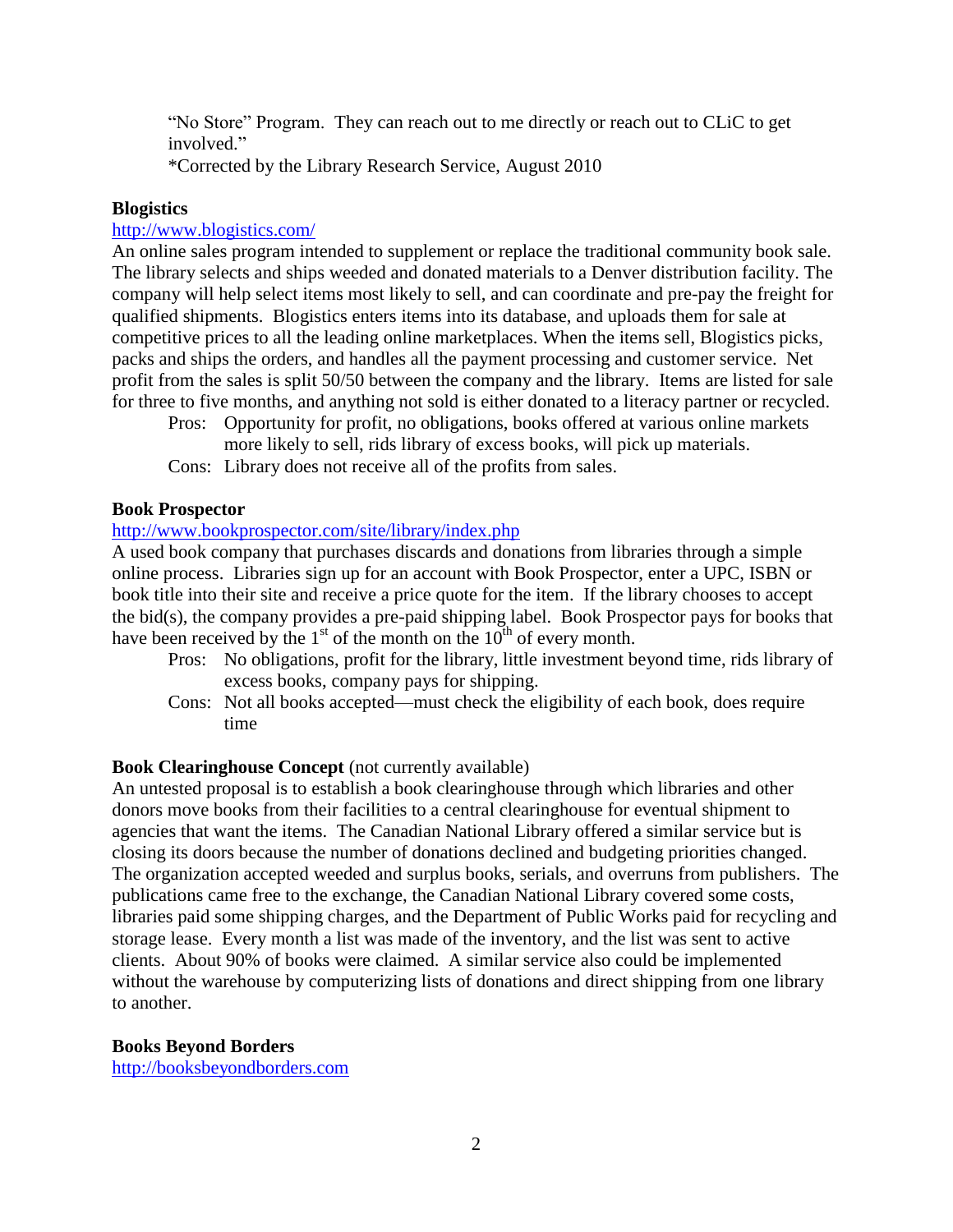"No Store" Program. They can reach out to me directly or reach out to CLiC to get involved."

*Corrected by the Library Research Service, August 2010

**Blogistics**

http://www.blogistics.com/

An online sales program intended to supplement or replace the traditional community book sale. The library selects and ships weeded and donated materials to a Denver distribution facility. The company will help select items most likely to sell, and can coordinate and pre-pay the freight for qualified shipments. Blogistics enters items into its database, and uploads them for sale at competitive prices to all the leading online marketplaces. When the items sell, Blogistics picks, packs and ships the orders, and handles all the payment processing and customer service. Net profit from the sales is split 50/50 between the company and the library. Items are listed for sale for three to five months, and anything not sold is either donated to a literacy partner or recycled.

Pros: Opportunity for profit, no obligations, books offered at various online markets more likely to sell, rids library of excess books, will pick up materials.

Cons: Library does not receive all of the profits from sales.

**Book Prospector**

http://www.bookprospector.com/site/library/index.php

A used book company that purchases discards and donations from libraries through a simple online process. Libraries sign up for an account with Book Prospector, enter a UPC, ISBN or book title into their site and receive a price quote for the item. If the library chooses to accept the bid(s), the company provides a pre-paid shipping label. Book Prospector pays for books that have been received by the 1st of the month on the 10th of every month.

Pros: No obligations, profit for the library, little investment beyond time, rids library of excess books, company pays for shipping.

Cons: Not all books accepted—must check the eligibility of each book, does require time

**Book Clearinghouse Concept** (not currently available)

An untested proposal is to establish a book clearinghouse through which libraries and other donors move books from their facilities to a central clearinghouse for eventual shipment to agencies that want the items. The Canadian National Library offered a similar service but is closing its doors because the number of donations declined and budgeting priorities changed. The organization accepted weeded and surplus books, serials, and overruns from publishers. The publications came free to the exchange, the Canadian National Library covered some costs, libraries paid some shipping charges, and the Department of Public Works paid for recycling and storage lease. Every month a list was made of the inventory, and the list was sent to active clients. About 90% of books were claimed. A similar service also could be implemented without the warehouse by computerizing lists of donations and direct shipping from one library to another.

**Books Beyond Borders**

http://booksbeyondborders.com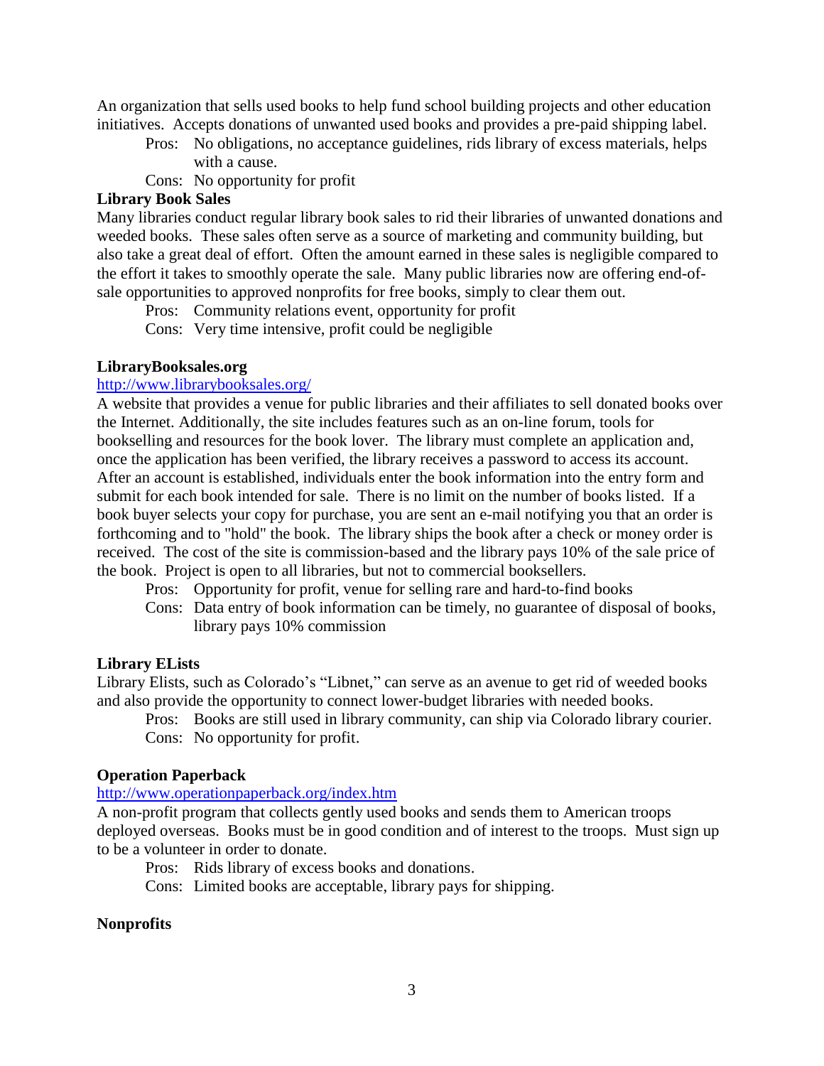An organization that sells used books to help fund school building projects and other education initiatives. Accepts donations of unwanted used books and provides a pre-paid shipping label.

Pros: No obligations, no acceptance guidelines, rids library of excess materials, helps with a cause.

Cons: No opportunity for profit

**Library Book Sales**

Many libraries conduct regular library book sales to rid their libraries of unwanted donations and weeded books. These sales often serve as a source of marketing and community building, but also take a great deal of effort. Often the amount earned in these sales is negligible compared to the effort it takes to smoothly operate the sale. Many public libraries now are offering end-of-sale opportunities to approved nonprofits for free books, simply to clear them out.

Pros: Community relations event, opportunity for profit

Cons: Very time intensive, profit could be negligible

**LibraryBooksales.org**

http://www.librarybooksales.org/

A website that provides a venue for public libraries and their affiliates to sell donated books over the Internet. Additionally, the site includes features such as an on-line forum, tools for bookselling and resources for the book lover. The library must complete an application and, once the application has been verified, the library receives a password to access its account. After an account is established, individuals enter the book information into the entry form and submit for each book intended for sale. There is no limit on the number of books listed. If a book buyer selects your copy for purchase, you are sent an e-mail notifying you that an order is forthcoming and to "hold" the book. The library ships the book after a check or money order is received. The cost of the site is commission-based and the library pays 10% of the sale price of the book. Project is open to all libraries, but not to commercial booksellers.

Pros: Opportunity for profit, venue for selling rare and hard-to-find books

Cons: Data entry of book information can be timely, no guarantee of disposal of books, library pays 10% commission

**Library ELists**

Library Elists, such as Colorado's "Libnet," can serve as an avenue to get rid of weeded books and also provide the opportunity to connect lower-budget libraries with needed books.

Pros: Books are still used in library community, can ship via Colorado library courier.

Cons: No opportunity for profit.

**Operation Paperback**

http://www.operationpaperback.org/index.htm

A non-profit program that collects gently used books and sends them to American troops deployed overseas. Books must be in good condition and of interest to the troops. Must sign up to be a volunteer in order to donate.

Pros: Rids library of excess books and donations.

Cons: Limited books are acceptable, library pays for shipping.

**Nonprofits**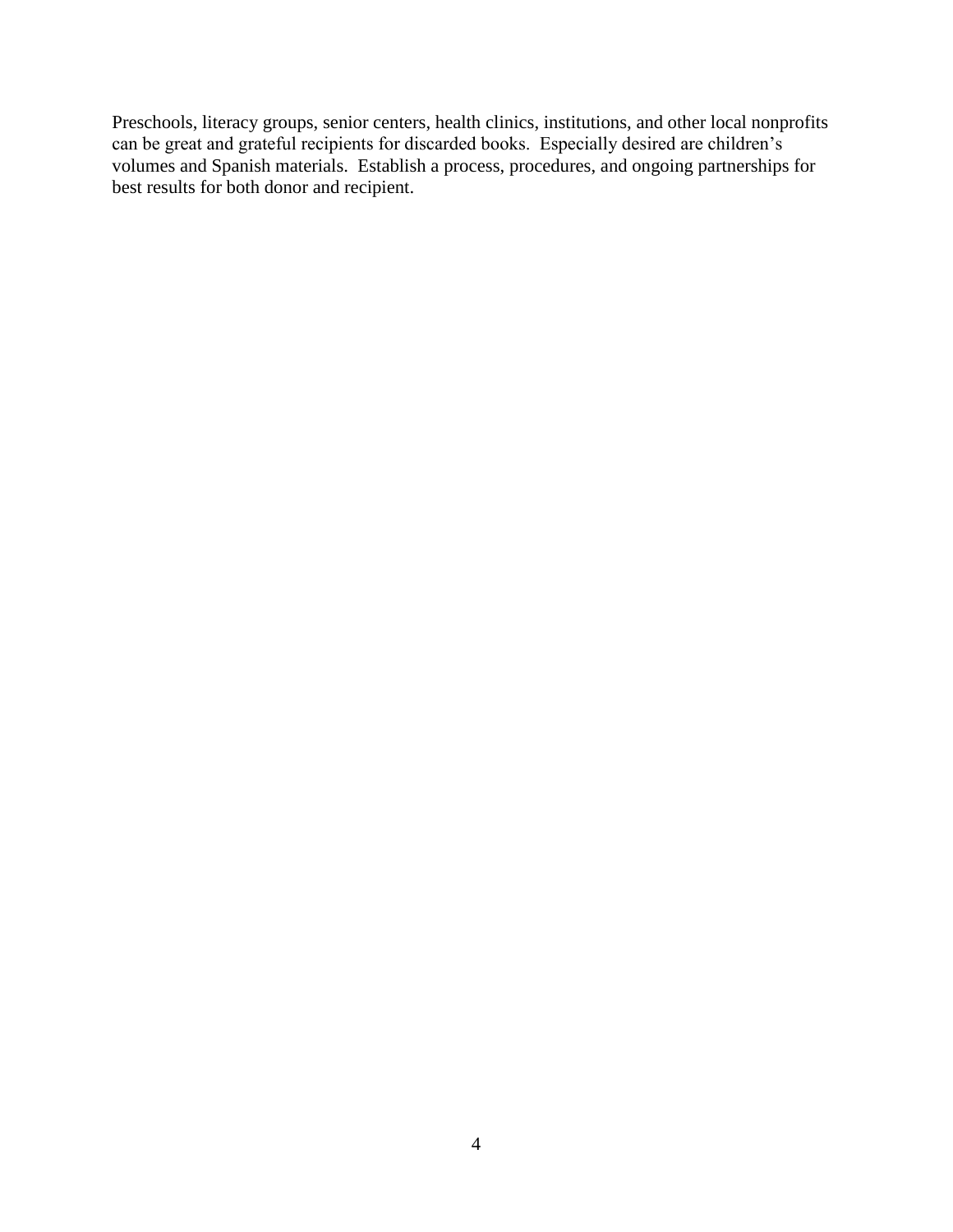Preschools, literacy groups, senior centers, health clinics, institutions, and other local nonprofits can be great and grateful recipients for discarded books. Especially desired are children's volumes and Spanish materials. Establish a process, procedures, and ongoing partnerships for best results for both donor and recipient.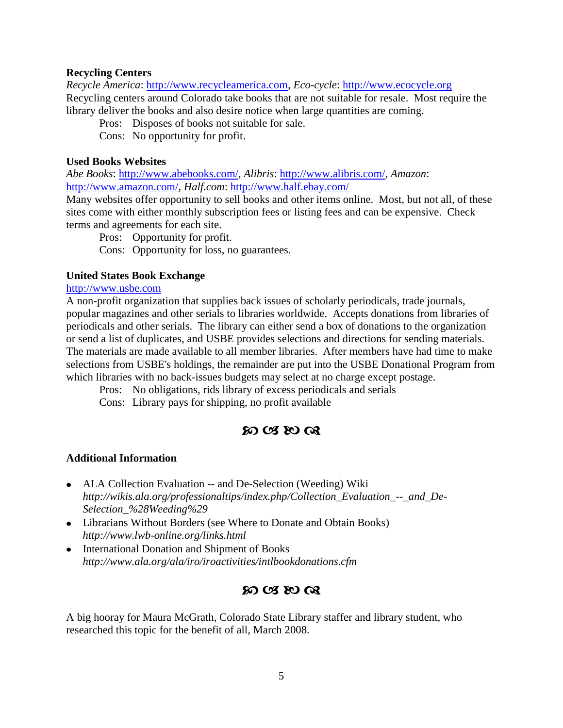**Recycling Centers**

*Recycle America*: http://www.recycleamerica.com, *Eco-cycle*: http://www.ecocycle.org

Recycling centers around Colorado take books that are not suitable for resale. Most require the library deliver the books and also desire notice when large quantities are coming.

Pros: Disposes of books not suitable for sale.

Cons: No opportunity for profit.

**Used Books Websites**

*Abe Books*: http://www.abebooks.com/, *Alibris*: http://www.alibris.com/, *Amazon*: http://www.amazon.com/, *Half.com*: http://www.half.ebay.com/

Many websites offer opportunity to sell books and other items online. Most, but not all, of these sites come with either monthly subscription fees or listing fees and can be expensive. Check terms and agreements for each site.

Pros: Opportunity for profit.

Cons: Opportunity for loss, no guarantees.

**United States Book Exchange**

http://www.usbe.com

A non-profit organization that supplies back issues of scholarly periodicals, trade journals, popular magazines and other serials to libraries worldwide. Accepts donations from libraries of periodicals and other serials. The library can either send a box of donations to the organization or send a list of duplicates, and USBE provides selections and directions for sending materials. The materials are made available to all member libraries. After members have had time to make selections from USBE's holdings, the remainder are put into the USBE Donational Program from which libraries with no back-issues budgets may select at no charge except postage.

Pros: No obligations, rids library of excess periodicals and serials

Cons: Library pays for shipping, no profit available

---

**Additional Information**

- ALA Collection Evaluation -- and De-Selection (Weeding) Wiki
  *http://wikis.ala.org/professionaltips/index.php/Collection_Evaluation_--_and_De-Selection_%28Weeding%29*
- Librarians Without Borders (see Where to Donate and Obtain Books)
  *http://www.lwb-online.org/links.html*
- International Donation and Shipment of Books
  *http://www.ala.org/ala/iro/iroactivities/intlbookdonations.cfm*

---

A big hooray for Maura McGrath, Colorado State Library staffer and library student, who researched this topic for the benefit of all, March 2008.